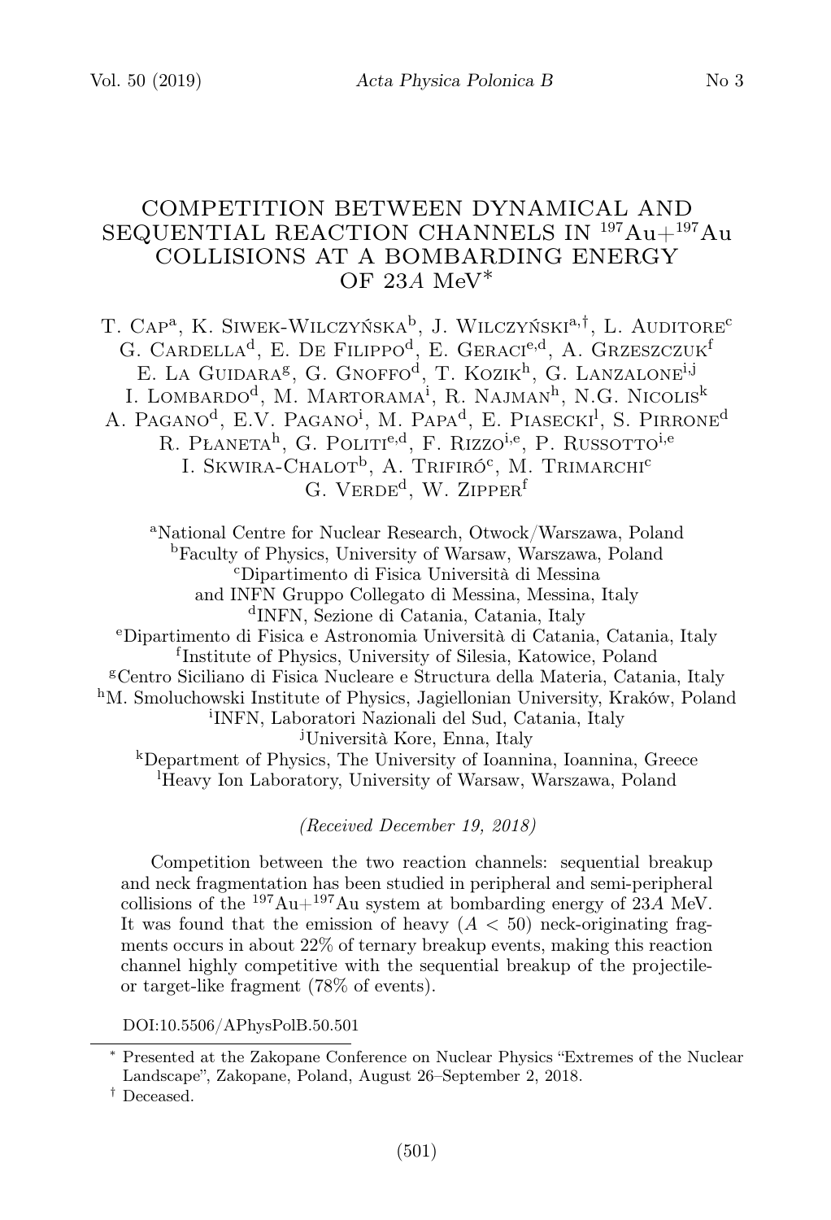# COMPETITION BETWEEN DYNAMICAL AND SEQUENTIAL REACTION CHANNELS IN $^{197}$Au+$^{197}$Au COLLISIONS AT A BOMBARDING ENERGY OF 23$A$ MeV*

T. Cap[a], K. Siwek-Wilczyńska[b], J. Wilczyński[a,†], L. Auditore[c] G. Cardella[d], E. De Filippo[d], E. Geraci[e,d], A. Grzeszczuk[f] E. La Guidara[g], G. Gnoffo[d], T. Kozik[h], G. Lanzalone[i,j] I. Lombardo[d], M. Martorama[i], R. Najman[h], N.G. Nicolis[k] A. Pagano[d], E.V. Pagano[i], M. Papa[d], E. Piasecki[l], S. Pirrone[d] R. Płaneta[h], G. Politi[e,d], F. Rizzo[i,e], P. Russotto[i,e] I. Skwira-Chalot[b], A. Trifiró[c], M. Trimarchi[c] G. Verde[d], W. Zipper[f]

[a]National Centre for Nuclear Research, Otwock/Warszawa, Poland
[b]Faculty of Physics, University of Warsaw, Warszawa, Poland
[c]Dipartimento di Fisica Università di Messina and INFN Gruppo Collegato di Messina, Messina, Italy
[d]INFN, Sezione di Catania, Catania, Italy
[e]Dipartimento di Fisica e Astronomia Università di Catania, Catania, Italy
[f]Institute of Physics, University of Silesia, Katowice, Poland
[g]Centro Siciliano di Fisica Nucleare e Structura della Materia, Catania, Italy
[h]M. Smoluchowski Institute of Physics, Jagiellonian University, Kraków, Poland
[i]INFN, Laboratori Nazionali del Sud, Catania, Italy
[j]Università Kore, Enna, Italy
[k]Department of Physics, The University of Ioannina, Ioannina, Greece
[l]Heavy Ion Laboratory, University of Warsaw, Warszawa, Poland

*(Received December 19, 2018)*

Competition between the two reaction channels: sequential breakup and neck fragmentation has been studied in peripheral and semi-peripheral collisions of the $^{197}$Au+$^{197}$Au system at bombarding energy of 23$A$ MeV. It was found that the emission of heavy ($A < 50$) neck-originating fragments occurs in about 22% of ternary breakup events, making this reaction channel highly competitive with the sequential breakup of the projectile- or target-like fragment (78% of events).

DOI:10.5506/APhysPolB.50.501

---

* Presented at the Zakopane Conference on Nuclear Physics "Extremes of the Nuclear Landscape", Zakopane, Poland, August 26–September 2, 2018.

† Deceased.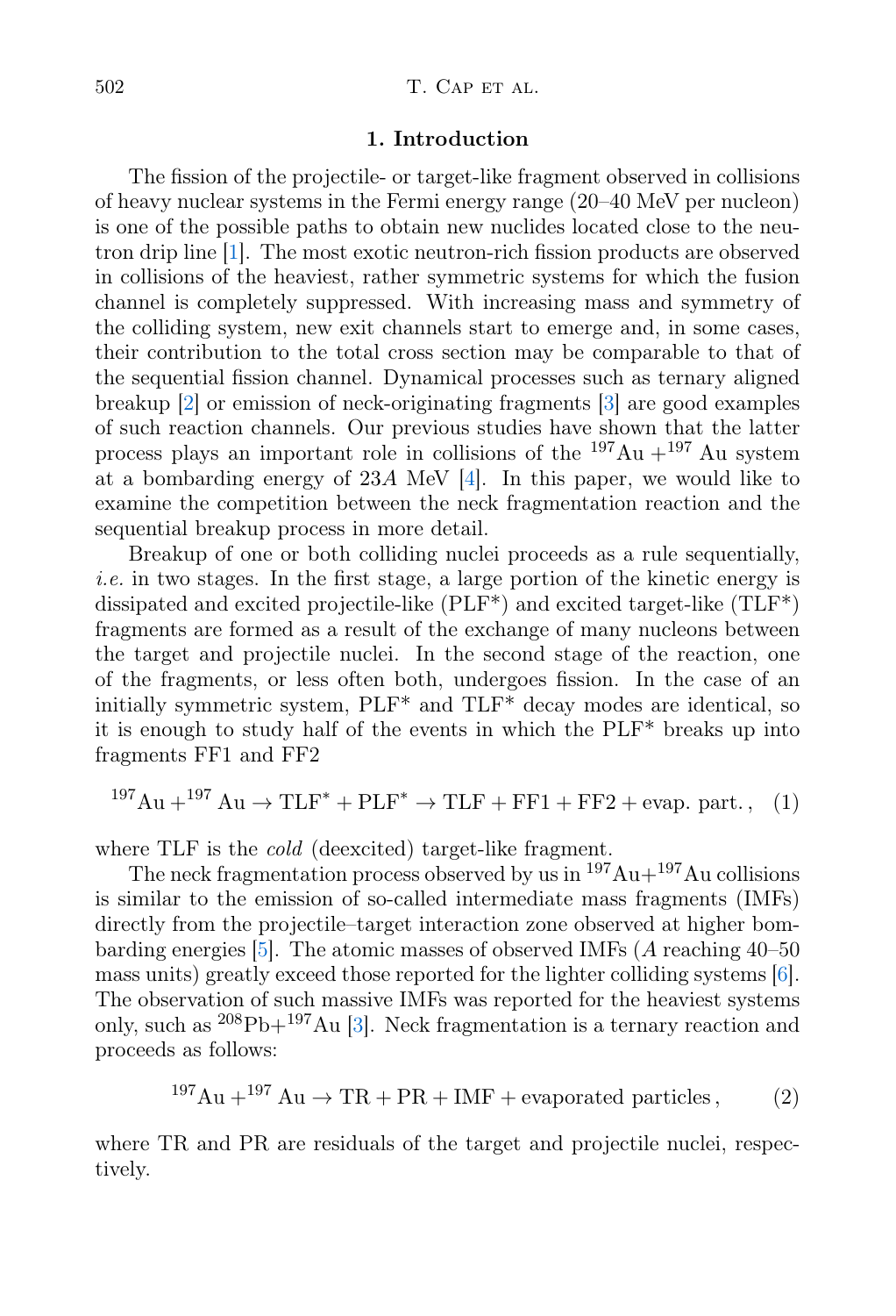## 1. Introduction

The fission of the projectile- or target-like fragment observed in collisions of heavy nuclear systems in the Fermi energy range (20–40 MeV per nucleon) is one of the possible paths to obtain new nuclides located close to the neutron drip line [1]. The most exotic neutron-rich fission products are observed in collisions of the heaviest, rather symmetric systems for which the fusion channel is completely suppressed. With increasing mass and symmetry of the colliding system, new exit channels start to emerge and, in some cases, their contribution to the total cross section may be comparable to that of the sequential fission channel. Dynamical processes such as ternary aligned breakup [2] or emission of neck-originating fragments [3] are good examples of such reaction channels. Our previous studies have shown that the latter process plays an important role in collisions of the $^{197}\mathrm{Au} + ^{197}\mathrm{Au}$ system at a bombarding energy of $23A$ MeV [4]. In this paper, we would like to examine the competition between the neck fragmentation reaction and the sequential breakup process in more detail.

Breakup of one or both colliding nuclei proceeds as a rule sequentially, *i.e.* in two stages. In the first stage, a large portion of the kinetic energy is dissipated and excited projectile-like (PLF*) and excited target-like (TLF*) fragments are formed as a result of the exchange of many nucleons between the target and projectile nuclei. In the second stage of the reaction, one of the fragments, or less often both, undergoes fission. In the case of an initially symmetric system, PLF* and TLF* decay modes are identical, so it is enough to study half of the events in which the PLF* breaks up into fragments FF1 and FF2

$$^{197}\mathrm{Au} + ^{197}\mathrm{Au} \rightarrow \mathrm{TLF}^* + \mathrm{PLF}^* \rightarrow \mathrm{TLF} + \mathrm{FF1} + \mathrm{FF2} + \mathrm{evap.\ part.}\,, \quad (1)$$

where TLF is the *cold* (deexcited) target-like fragment.

The neck fragmentation process observed by us in $^{197}\mathrm{Au}+^{197}\mathrm{Au}$ collisions is similar to the emission of so-called intermediate mass fragments (IMFs) directly from the projectile–target interaction zone observed at higher bombarding energies [5]. The atomic masses of observed IMFs ($A$ reaching 40–50 mass units) greatly exceed those reported for the lighter colliding systems [6]. The observation of such massive IMFs was reported for the heaviest systems only, such as $^{208}\mathrm{Pb}+^{197}\mathrm{Au}$ [3]. Neck fragmentation is a ternary reaction and proceeds as follows:

$$^{197}\mathrm{Au} + ^{197}\mathrm{Au} \rightarrow \mathrm{TR} + \mathrm{PR} + \mathrm{IMF} + \mathrm{evaporated\ particles}\,, \quad (2)$$

where TR and PR are residuals of the target and projectile nuclei, respectively.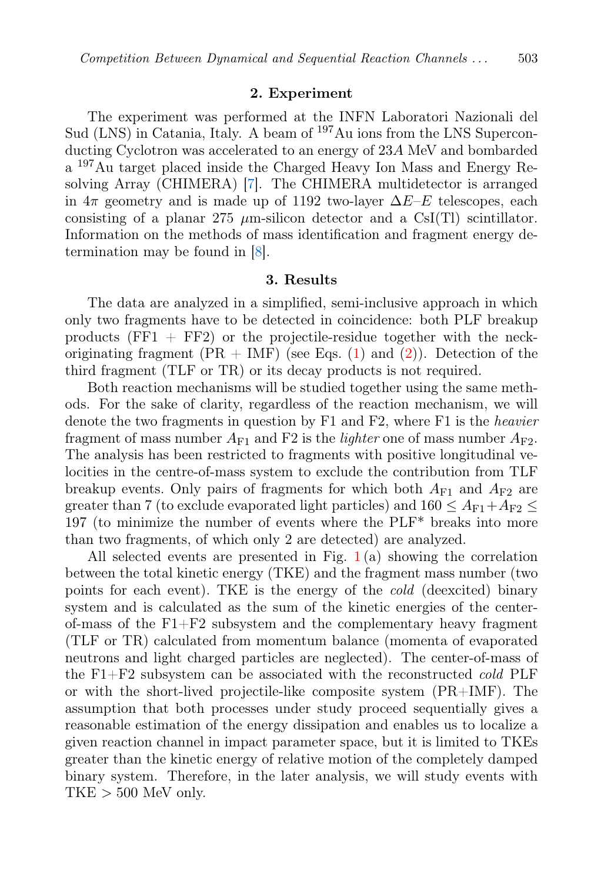## 2. Experiment

The experiment was performed at the INFN Laboratori Nazionali del Sud (LNS) in Catania, Italy. A beam of $^{197}$Au ions from the LNS Superconducting Cyclotron was accelerated to an energy of $23A$ MeV and bombarded a $^{197}$Au target placed inside the Charged Heavy Ion Mass and Energy Resolving Array (CHIMERA) [7]. The CHIMERA multidetector is arranged in $4\pi$ geometry and is made up of 1192 two-layer $\Delta E$–$E$ telescopes, each consisting of a planar 275 $\mu$m-silicon detector and a CsI(Tl) scintillator. Information on the methods of mass identification and fragment energy determination may be found in [8].

## 3. Results

The data are analyzed in a simplified, semi-inclusive approach in which only two fragments have to be detected in coincidence: both PLF breakup products (FF1 + FF2) or the projectile-residue together with the neck-originating fragment (PR + IMF) (see Eqs. (1) and (2)). Detection of the third fragment (TLF or TR) or its decay products is not required.

Both reaction mechanisms will be studied together using the same methods. For the sake of clarity, regardless of the reaction mechanism, we will denote the two fragments in question by F1 and F2, where F1 is the *heavier* fragment of mass number $A_{\mathrm{F1}}$ and F2 is the *lighter* one of mass number $A_{\mathrm{F2}}$. The analysis has been restricted to fragments with positive longitudinal velocities in the centre-of-mass system to exclude the contribution from TLF breakup events. Only pairs of fragments for which both $A_{\mathrm{F1}}$ and $A_{\mathrm{F2}}$ are greater than 7 (to exclude evaporated light particles) and $160 \leq A_{\mathrm{F1}}+A_{\mathrm{F2}} \leq 197$ (to minimize the number of events where the PLF* breaks into more than two fragments, of which only 2 are detected) are analyzed.

All selected events are presented in Fig. 1 (a) showing the correlation between the total kinetic energy (TKE) and the fragment mass number (two points for each event). TKE is the energy of the *cold* (deexcited) binary system and is calculated as the sum of the kinetic energies of the center-of-mass of the F1+F2 subsystem and the complementary heavy fragment (TLF or TR) calculated from momentum balance (momenta of evaporated neutrons and light charged particles are neglected). The center-of-mass of the F1+F2 subsystem can be associated with the reconstructed *cold* PLF or with the short-lived projectile-like composite system (PR+IMF). The assumption that both processes under study proceed sequentially gives a reasonable estimation of the energy dissipation and enables us to localize a given reaction channel in impact parameter space, but it is limited to TKEs greater than the kinetic energy of relative motion of the completely damped binary system. Therefore, in the later analysis, we will study events with TKE > 500 MeV only.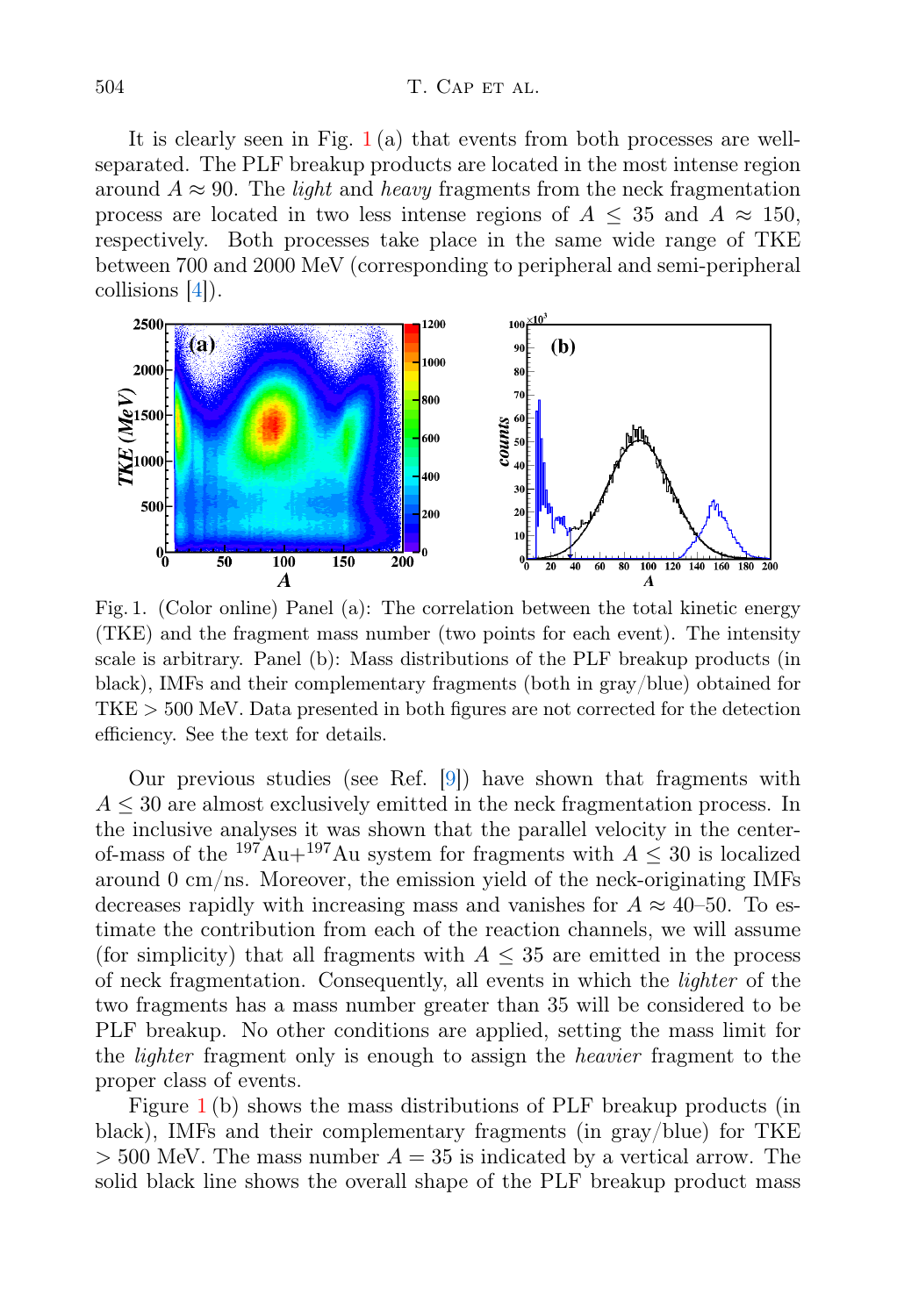It is clearly seen in Fig. 1 (a) that events from both processes are well-separated. The PLF breakup products are located in the most intense region around $A \approx 90$. The *light* and *heavy* fragments from the neck fragmentation process are located in two less intense regions of $A \leq 35$ and $A \approx 150$, respectively. Both processes take place in the same wide range of TKE between 700 and 2000 MeV (corresponding to peripheral and semi-peripheral collisions [4]).

Fig. 1. (Color online) Panel (a): The correlation between the total kinetic energy (TKE) and the fragment mass number (two points for each event). The intensity scale is arbitrary. Panel (b): Mass distributions of the PLF breakup products (in black), IMFs and their complementary fragments (both in gray/blue) obtained for TKE > 500 MeV. Data presented in both figures are not corrected for the detection efficiency. See the text for details.

Our previous studies (see Ref. [9]) have shown that fragments with $A \leq 30$ are almost exclusively emitted in the neck fragmentation process. In the inclusive analyses it was shown that the parallel velocity in the center-of-mass of the $^{197}$Au+$^{197}$Au system for fragments with $A \leq 30$ is localized around 0 cm/ns. Moreover, the emission yield of the neck-originating IMFs decreases rapidly with increasing mass and vanishes for $A \approx 40$–50. To estimate the contribution from each of the reaction channels, we will assume (for simplicity) that all fragments with $A \leq 35$ are emitted in the process of neck fragmentation. Consequently, all events in which the *lighter* of the two fragments has a mass number greater than 35 will be considered to be PLF breakup. No other conditions are applied, setting the mass limit for the *lighter* fragment only is enough to assign the *heavier* fragment to the proper class of events.

Figure 1 (b) shows the mass distributions of PLF breakup products (in black), IMFs and their complementary fragments (in gray/blue) for TKE > 500 MeV. The mass number $A = 35$ is indicated by a vertical arrow. The solid black line shows the overall shape of the PLF breakup product mass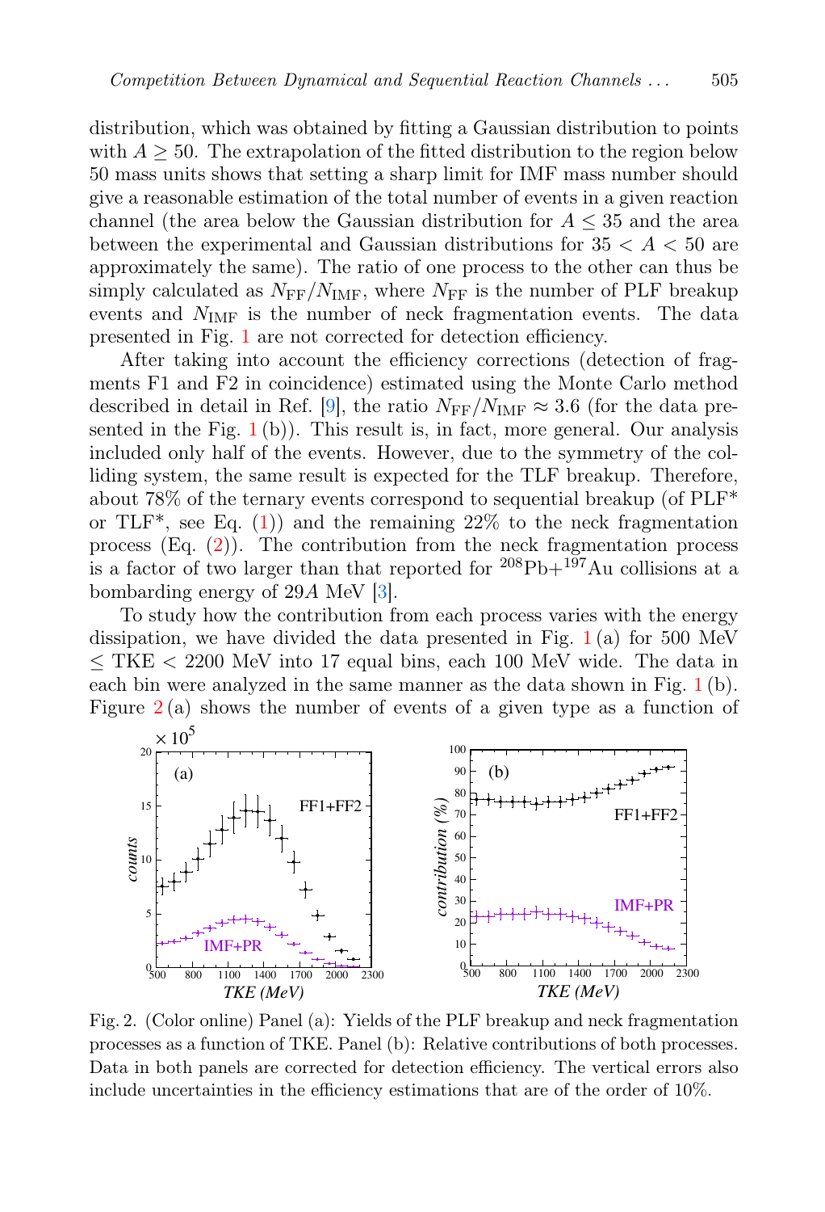distribution, which was obtained by fitting a Gaussian distribution to points with $A \geq 50$. The extrapolation of the fitted distribution to the region below 50 mass units shows that setting a sharp limit for IMF mass number should give a reasonable estimation of the total number of events in a given reaction channel (the area below the Gaussian distribution for $A \leq 35$ and the area between the experimental and Gaussian distributions for $35 < A < 50$ are approximately the same). The ratio of one process to the other can thus be simply calculated as $N_{\mathrm{FF}}/N_{\mathrm{IMF}}$, where $N_{\mathrm{FF}}$ is the number of PLF breakup events and $N_{\mathrm{IMF}}$ is the number of neck fragmentation events. The data presented in Fig. 1 are not corrected for detection efficiency.

After taking into account the efficiency corrections (detection of fragments F1 and F2 in coincidence) estimated using the Monte Carlo method described in detail in Ref. [9], the ratio $N_{\mathrm{FF}}/N_{\mathrm{IMF}} \approx 3.6$ (for the data presented in the Fig. 1 (b)). This result is, in fact, more general. Our analysis included only half of the events. However, due to the symmetry of the colliding system, the same result is expected for the TLF breakup. Therefore, about 78% of the ternary events correspond to sequential breakup (of PLF* or TLF*, see Eq. (1)) and the remaining 22% to the neck fragmentation process (Eq. (2)). The contribution from the neck fragmentation process is a factor of two larger than that reported for $^{208}$Pb+$^{197}$Au collisions at a bombarding energy of 29$A$ MeV [3].

To study how the contribution from each process varies with the energy dissipation, we have divided the data presented in Fig. 1 (a) for 500 MeV $\leq$ TKE $<$ 2200 MeV into 17 equal bins, each 100 MeV wide. The data in each bin were analyzed in the same manner as the data shown in Fig. 1 (b). Figure 2 (a) shows the number of events of a given type as a function of

Fig. 2. (Color online) Panel (a): Yields of the PLF breakup and neck fragmentation processes as a function of TKE. Panel (b): Relative contributions of both processes. Data in both panels are corrected for detection efficiency. The vertical errors also include uncertainties in the efficiency estimations that are of the order of 10%.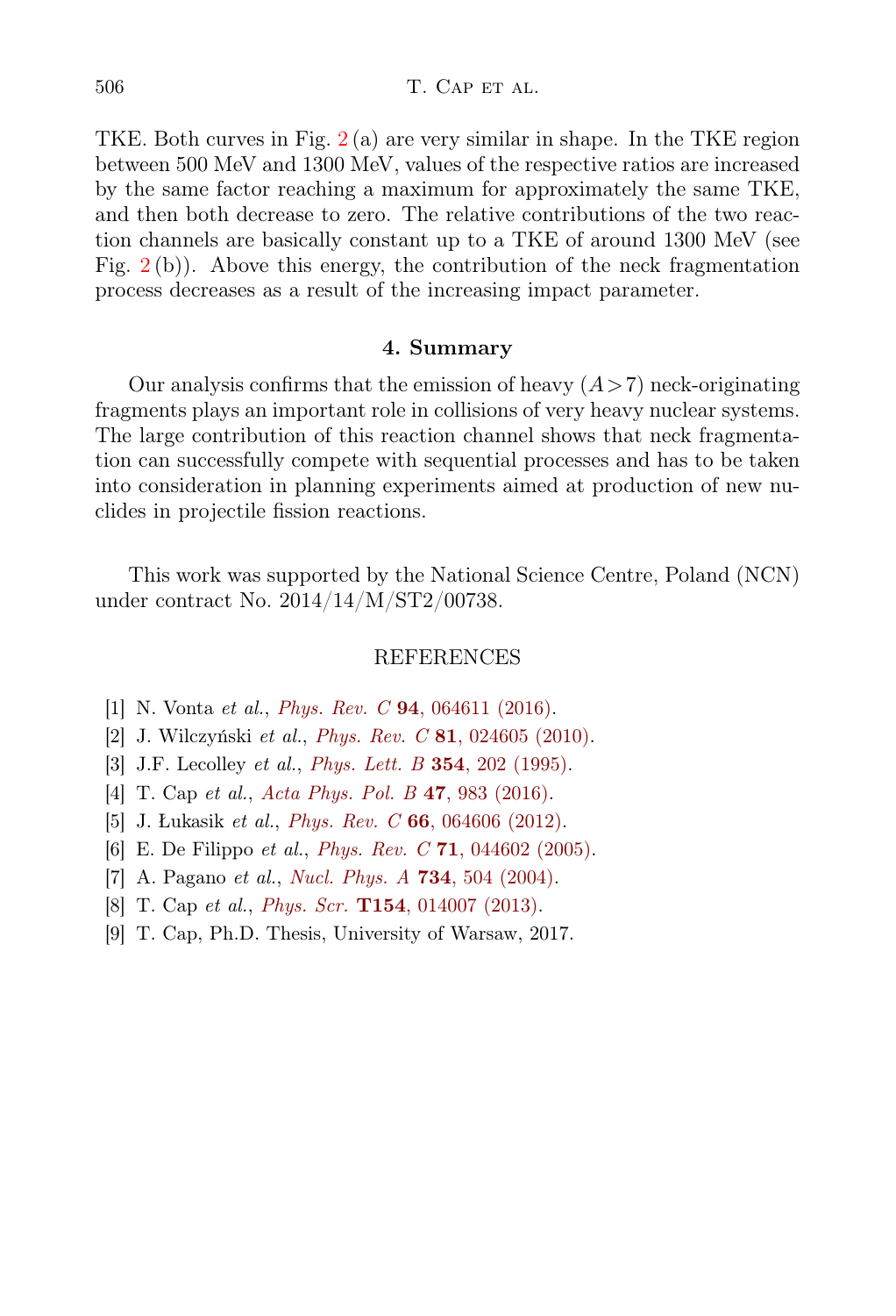TKE. Both curves in Fig. 2 (a) are very similar in shape. In the TKE region between 500 MeV and 1300 MeV, values of the respective ratios are increased by the same factor reaching a maximum for approximately the same TKE, and then both decrease to zero. The relative contributions of the two reaction channels are basically constant up to a TKE of around 1300 MeV (see Fig. 2 (b)). Above this energy, the contribution of the neck fragmentation process decreases as a result of the increasing impact parameter.

## 4. Summary

Our analysis confirms that the emission of heavy ($A > 7$) neck-originating fragments plays an important role in collisions of very heavy nuclear systems. The large contribution of this reaction channel shows that neck fragmentation can successfully compete with sequential processes and has to be taken into consideration in planning experiments aimed at production of new nuclides in projectile fission reactions.

This work was supported by the National Science Centre, Poland (NCN) under contract No. 2014/14/M/ST2/00738.

## REFERENCES

[1] N. Vonta *et al.*, *Phys. Rev. C* **94**, 064611 (2016).

[2] J. Wilczyński *et al.*, *Phys. Rev. C* **81**, 024605 (2010).

[3] J.F. Lecolley *et al.*, *Phys. Lett. B* **354**, 202 (1995).

[4] T. Cap *et al.*, *Acta Phys. Pol. B* **47**, 983 (2016).

[5] J. Łukasik *et al.*, *Phys. Rev. C* **66**, 064606 (2012).

[6] E. De Filippo *et al.*, *Phys. Rev. C* **71**, 044602 (2005).

[7] A. Pagano *et al.*, *Nucl. Phys. A* **734**, 504 (2004).

[8] T. Cap *et al.*, *Phys. Scr.* **T154**, 014007 (2013).

[9] T. Cap, Ph.D. Thesis, University of Warsaw, 2017.